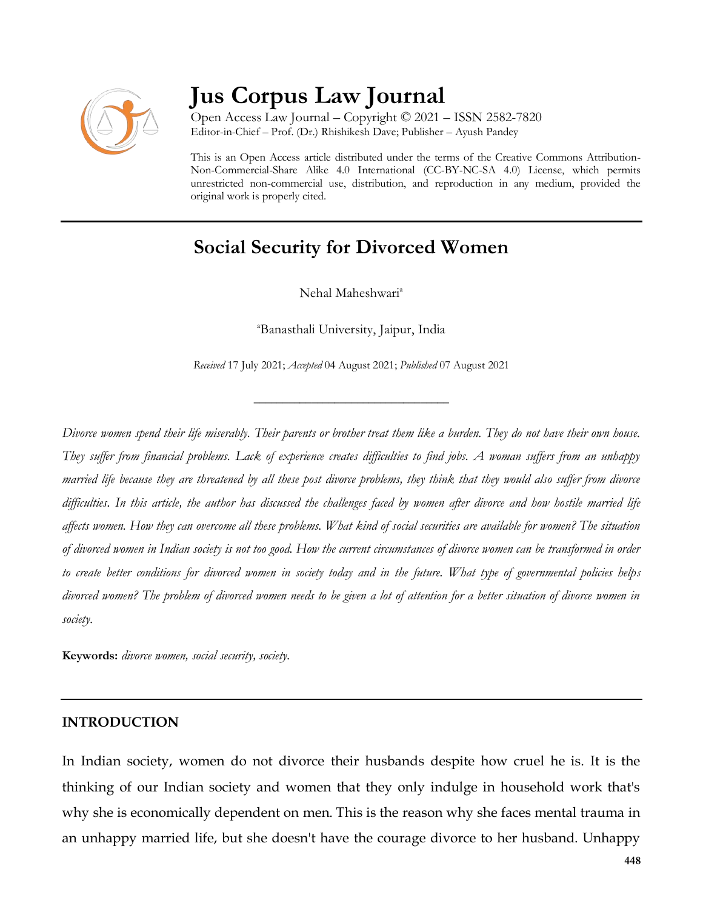# Jus Corpus Law Journal

Open Access Law Journal – Copyright © 2021 – ISSN 2582-7820
Editor-in-Chief – Prof. (Dr.) Rhishikesh Dave; Publisher – Ayush Pandey

This is an Open Access article distributed under the terms of the Creative Commons Attribution-Non-Commercial-Share Alike 4.0 International (CC-BY-NC-SA 4.0) License, which permits unrestricted non-commercial use, distribution, and reproduction in any medium, provided the original work is properly cited.

## Social Security for Divorced Women

Nehal Maheshwari[a]

[a]Banasthali University, Jaipur, India

*Received* 17 July 2021; *Accepted* 04 August 2021; *Published* 07 August 2021

---

*Divorce women spend their life miserably. Their parents or brother treat them like a burden. They do not have their own house. They suffer from financial problems. Lack of experience creates difficulties to find jobs. A woman suffers from an unhappy married life because they are threatened by all these post divorce problems, they think that they would also suffer from divorce difficulties. In this article, the author has discussed the challenges faced by women after divorce and how hostile married life affects women. How they can overcome all these problems. What kind of social securities are available for women? The situation of divorced women in Indian society is not too good. How the current circumstances of divorce women can be transformed in order to create better conditions for divorced women in society today and in the future. What type of governmental policies helps divorced women? The problem of divorced women needs to be given a lot of attention for a better situation of divorce women in society.*

**Keywords:** *divorce women, social security, society.*

## INTRODUCTION

In Indian society, women do not divorce their husbands despite how cruel he is. It is the thinking of our Indian society and women that they only indulge in household work that's why she is economically dependent on men. This is the reason why she faces mental trauma in an unhappy married life, but she doesn't have the courage divorce to her husband. Unhappy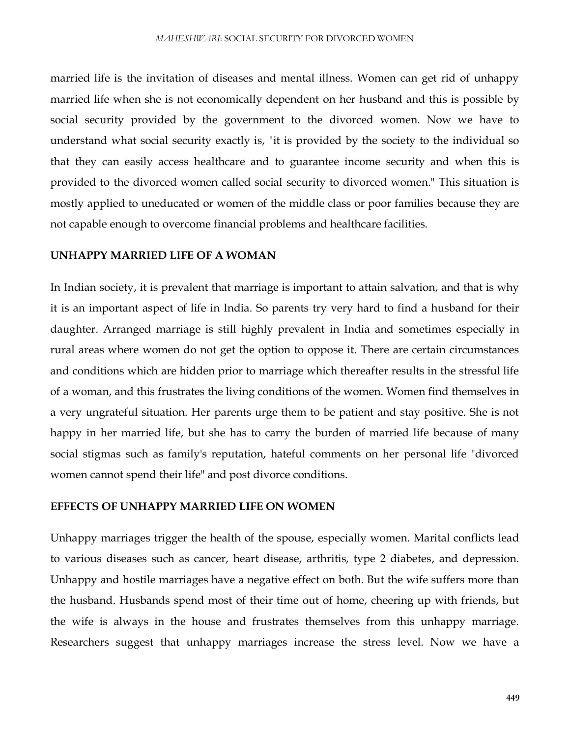married life is the invitation of diseases and mental illness. Women can get rid of unhappy married life when she is not economically dependent on her husband and this is possible by social security provided by the government to the divorced women. Now we have to understand what social security exactly is, "it is provided by the society to the individual so that they can easily access healthcare and to guarantee income security and when this is provided to the divorced women called social security to divorced women." This situation is mostly applied to uneducated or women of the middle class or poor families because they are not capable enough to overcome financial problems and healthcare facilities.

## UNHAPPY MARRIED LIFE OF A WOMAN

In Indian society, it is prevalent that marriage is important to attain salvation, and that is why it is an important aspect of life in India. So parents try very hard to find a husband for their daughter. Arranged marriage is still highly prevalent in India and sometimes especially in rural areas where women do not get the option to oppose it. There are certain circumstances and conditions which are hidden prior to marriage which thereafter results in the stressful life of a woman, and this frustrates the living conditions of the women. Women find themselves in a very ungrateful situation. Her parents urge them to be patient and stay positive. She is not happy in her married life, but she has to carry the burden of married life because of many social stigmas such as family's reputation, hateful comments on her personal life "divorced women cannot spend their life" and post divorce conditions.

## EFFECTS OF UNHAPPY MARRIED LIFE ON WOMEN

Unhappy marriages trigger the health of the spouse, especially women. Marital conflicts lead to various diseases such as cancer, heart disease, arthritis, type 2 diabetes, and depression. Unhappy and hostile marriages have a negative effect on both. But the wife suffers more than the husband. Husbands spend most of their time out of home, cheering up with friends, but the wife is always in the house and frustrates themselves from this unhappy marriage. Researchers suggest that unhappy marriages increase the stress level. Now we have a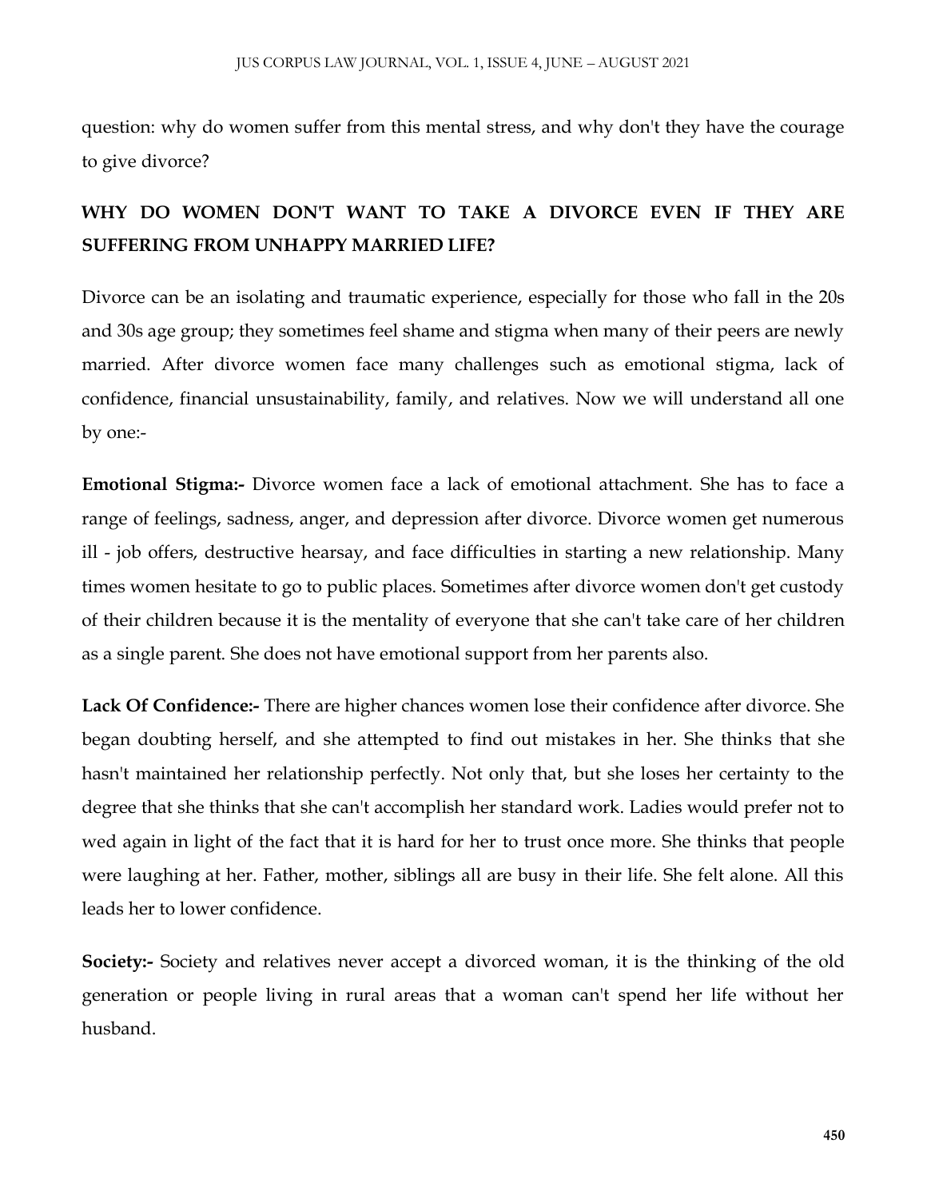question: why do women suffer from this mental stress, and why don't they have the courage to give divorce?

## WHY DO WOMEN DON'T WANT TO TAKE A DIVORCE EVEN IF THEY ARE SUFFERING FROM UNHAPPY MARRIED LIFE?

Divorce can be an isolating and traumatic experience, especially for those who fall in the 20s and 30s age group; they sometimes feel shame and stigma when many of their peers are newly married. After divorce women face many challenges such as emotional stigma, lack of confidence, financial unsustainability, family, and relatives. Now we will understand all one by one:-

**Emotional Stigma:-** Divorce women face a lack of emotional attachment. She has to face a range of feelings, sadness, anger, and depression after divorce. Divorce women get numerous ill - job offers, destructive hearsay, and face difficulties in starting a new relationship. Many times women hesitate to go to public places. Sometimes after divorce women don't get custody of their children because it is the mentality of everyone that she can't take care of her children as a single parent. She does not have emotional support from her parents also.

**Lack Of Confidence:-** There are higher chances women lose their confidence after divorce. She began doubting herself, and she attempted to find out mistakes in her. She thinks that she hasn't maintained her relationship perfectly. Not only that, but she loses her certainty to the degree that she thinks that she can't accomplish her standard work. Ladies would prefer not to wed again in light of the fact that it is hard for her to trust once more. She thinks that people were laughing at her. Father, mother, siblings all are busy in their life. She felt alone. All this leads her to lower confidence.

**Society:-** Society and relatives never accept a divorced woman, it is the thinking of the old generation or people living in rural areas that a woman can't spend her life without her husband.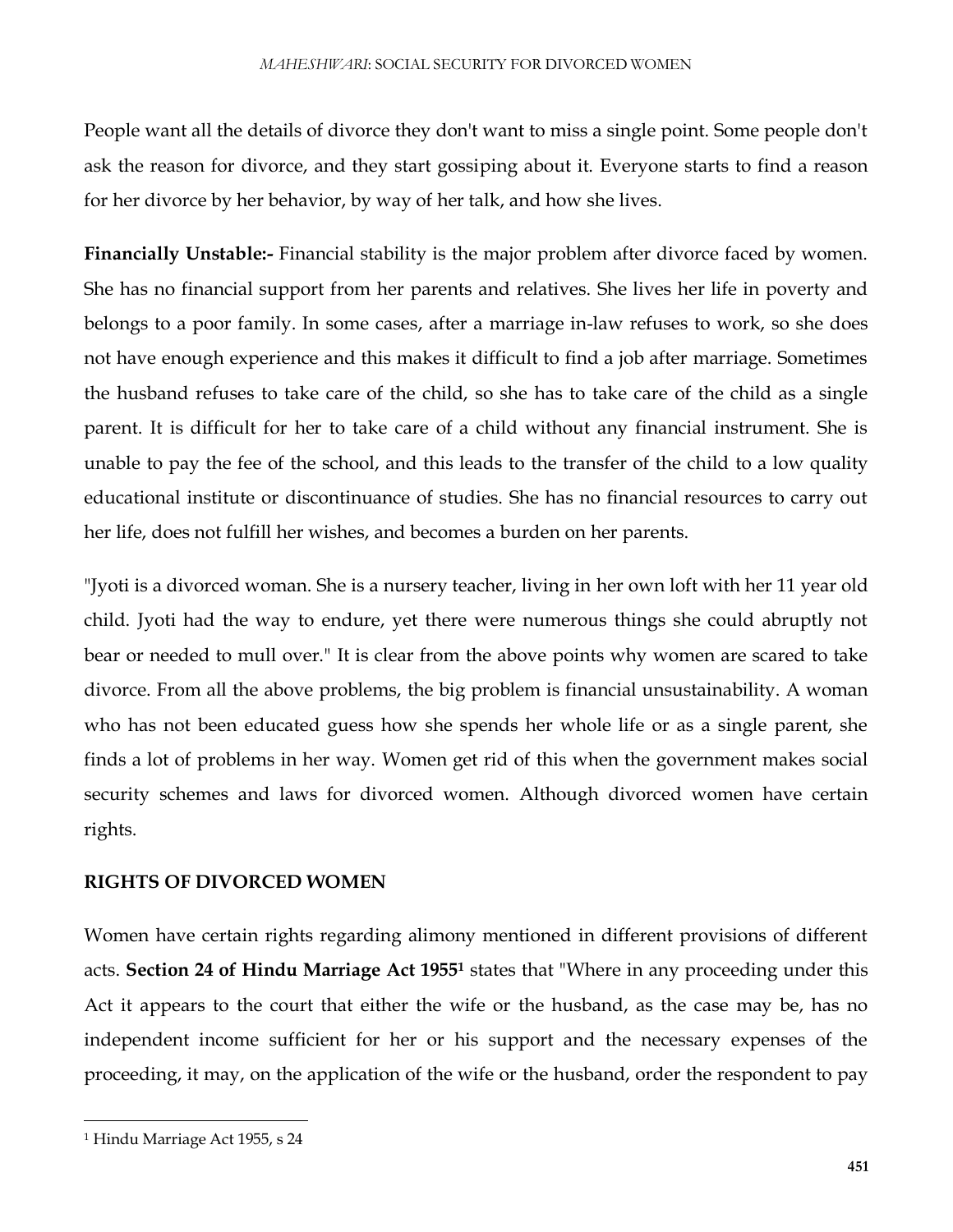People want all the details of divorce they don't want to miss a single point. Some people don't ask the reason for divorce, and they start gossiping about it. Everyone starts to find a reason for her divorce by her behavior, by way of her talk, and how she lives.

**Financially Unstable:-** Financial stability is the major problem after divorce faced by women. She has no financial support from her parents and relatives. She lives her life in poverty and belongs to a poor family. In some cases, after a marriage in-law refuses to work, so she does not have enough experience and this makes it difficult to find a job after marriage. Sometimes the husband refuses to take care of the child, so she has to take care of the child as a single parent. It is difficult for her to take care of a child without any financial instrument. She is unable to pay the fee of the school, and this leads to the transfer of the child to a low quality educational institute or discontinuance of studies. She has no financial resources to carry out her life, does not fulfill her wishes, and becomes a burden on her parents.

"Jyoti is a divorced woman. She is a nursery teacher, living in her own loft with her 11 year old child. Jyoti had the way to endure, yet there were numerous things she could abruptly not bear or needed to mull over." It is clear from the above points why women are scared to take divorce. From all the above problems, the big problem is financial unsustainability. A woman who has not been educated guess how she spends her whole life or as a single parent, she finds a lot of problems in her way. Women get rid of this when the government makes social security schemes and laws for divorced women. Although divorced women have certain rights.

**RIGHTS OF DIVORCED WOMEN**

Women have certain rights regarding alimony mentioned in different provisions of different acts. **Section 24 of Hindu Marriage Act 1955**[1] states that "Where in any proceeding under this Act it appears to the court that either the wife or the husband, as the case may be, has no independent income sufficient for her or his support and the necessary expenses of the proceeding, it may, on the application of the wife or the husband, order the respondent to pay

[1] Hindu Marriage Act 1955, s 24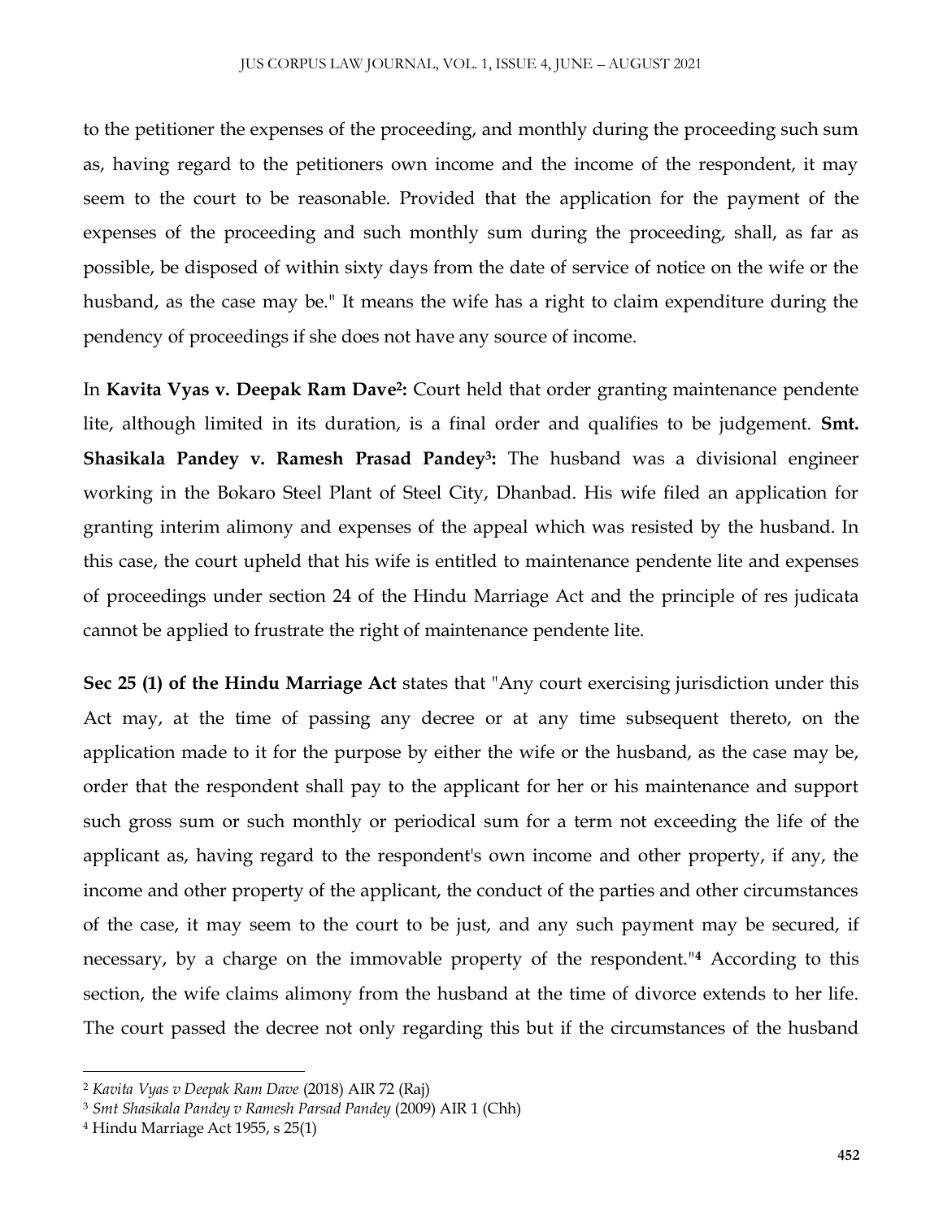to the petitioner the expenses of the proceeding, and monthly during the proceeding such sum as, having regard to the petitioners own income and the income of the respondent, it may seem to the court to be reasonable. Provided that the application for the payment of the expenses of the proceeding and such monthly sum during the proceeding, shall, as far as possible, be disposed of within sixty days from the date of service of notice on the wife or the husband, as the case may be." It means the wife has a right to claim expenditure during the pendency of proceedings if she does not have any source of income.

In **Kavita Vyas v. Deepak Ram Dave[2]:** Court held that order granting maintenance pendente lite, although limited in its duration, is a final order and qualifies to be judgement. **Smt. Shasikala Pandey v. Ramesh Prasad Pandey[3]:** The husband was a divisional engineer working in the Bokaro Steel Plant of Steel City, Dhanbad. His wife filed an application for granting interim alimony and expenses of the appeal which was resisted by the husband. In this case, the court upheld that his wife is entitled to maintenance pendente lite and expenses of proceedings under section 24 of the Hindu Marriage Act and the principle of res judicata cannot be applied to frustrate the right of maintenance pendente lite.

**Sec 25 (1) of the Hindu Marriage Act** states that "Any court exercising jurisdiction under this Act may, at the time of passing any decree or at any time subsequent thereto, on the application made to it for the purpose by either the wife or the husband, as the case may be, order that the respondent shall pay to the applicant for her or his maintenance and support such gross sum or such monthly or periodical sum for a term not exceeding the life of the applicant as, having regard to the respondent's own income and other property, if any, the income and other property of the applicant, the conduct of the parties and other circumstances of the case, it may seem to the court to be just, and any such payment may be secured, if necessary, by a charge on the immovable property of the respondent."[4] According to this section, the wife claims alimony from the husband at the time of divorce extends to her life. The court passed the decree not only regarding this but if the circumstances of the husband

---

[2] *Kavita Vyas v Deepak Ram Dave* (2018) AIR 72 (Raj)

[3] *Smt Shasikala Pandey v Ramesh Parsad Pandey* (2009) AIR 1 (Chh)

[4] Hindu Marriage Act 1955, s 25(1)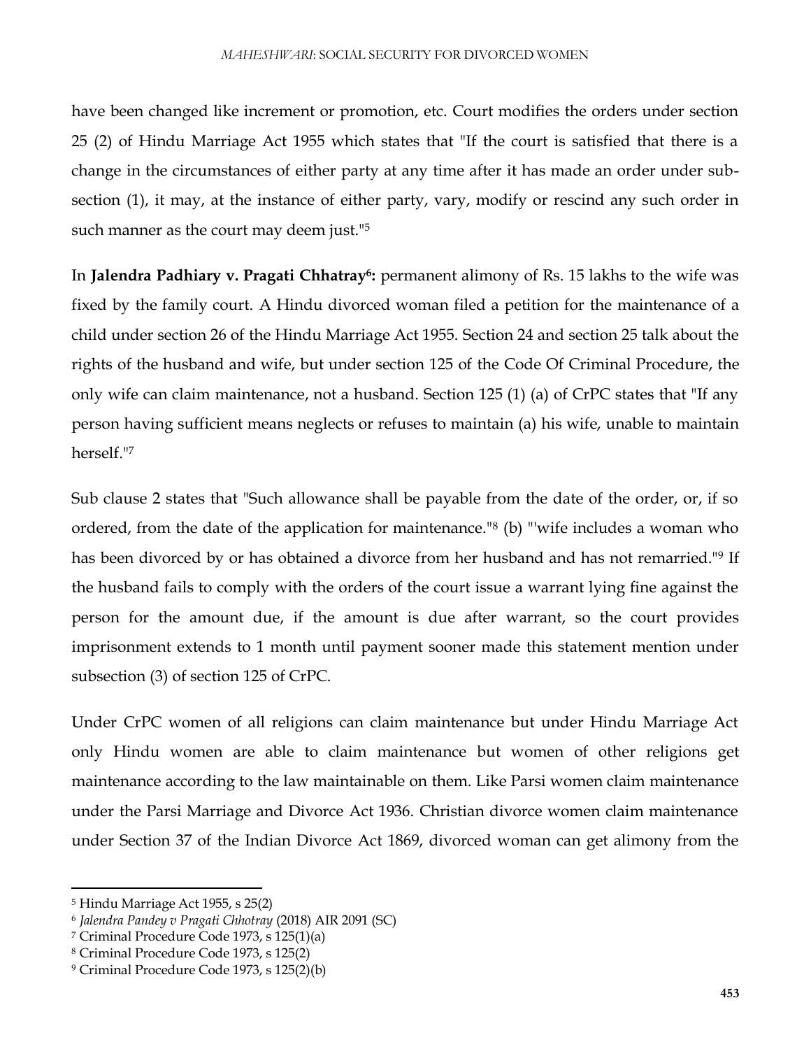have been changed like increment or promotion, etc. Court modifies the orders under section 25 (2) of Hindu Marriage Act 1955 which states that "If the court is satisfied that there is a change in the circumstances of either party at any time after it has made an order under sub-section (1), it may, at the instance of either party, vary, modify or rescind any such order in such manner as the court may deem just."[5]

In **Jalendra Padhiary v. Pragati Chhatray[6]:** permanent alimony of Rs. 15 lakhs to the wife was fixed by the family court. A Hindu divorced woman filed a petition for the maintenance of a child under section 26 of the Hindu Marriage Act 1955. Section 24 and section 25 talk about the rights of the husband and wife, but under section 125 of the Code Of Criminal Procedure, the only wife can claim maintenance, not a husband. Section 125 (1) (a) of CrPC states that "If any person having sufficient means neglects or refuses to maintain (a) his wife, unable to maintain herself."[7]

Sub clause 2 states that "Such allowance shall be payable from the date of the order, or, if so ordered, from the date of the application for maintenance."[8] (b) "'wife includes a woman who has been divorced by or has obtained a divorce from her husband and has not remarried."[9] If the husband fails to comply with the orders of the court issue a warrant lying fine against the person for the amount due, if the amount is due after warrant, so the court provides imprisonment extends to 1 month until payment sooner made this statement mention under subsection (3) of section 125 of CrPC.

Under CrPC women of all religions can claim maintenance but under Hindu Marriage Act only Hindu women are able to claim maintenance but women of other religions get maintenance according to the law maintainable on them. Like Parsi women claim maintenance under the Parsi Marriage and Divorce Act 1936. Christian divorce women claim maintenance under Section 37 of the Indian Divorce Act 1869, divorced woman can get alimony from the

---

[5] Hindu Marriage Act 1955, s 25(2)

[6] *Jalendra Pandey v Pragati Chhotray* (2018) AIR 2091 (SC)

[7] Criminal Procedure Code 1973, s 125(1)(a)

[8] Criminal Procedure Code 1973, s 125(2)

[9] Criminal Procedure Code 1973, s 125(2)(b)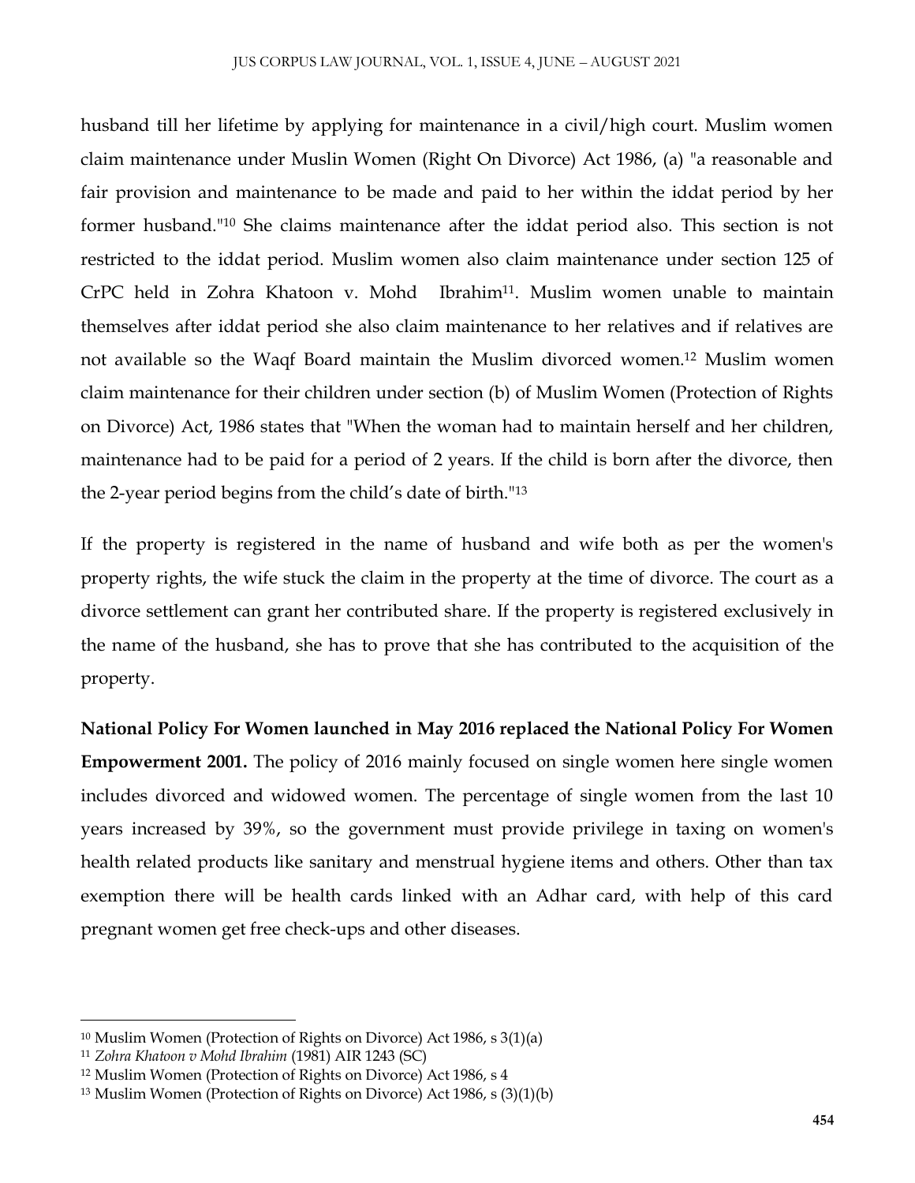husband till her lifetime by applying for maintenance in a civil/high court. Muslim women claim maintenance under Muslin Women (Right On Divorce) Act 1986, (a) "a reasonable and fair provision and maintenance to be made and paid to her within the iddat period by her former husband."[10] She claims maintenance after the iddat period also. This section is not restricted to the iddat period. Muslim women also claim maintenance under section 125 of CrPC held in Zohra Khatoon v. Mohd Ibrahim[11]. Muslim women unable to maintain themselves after iddat period she also claim maintenance to her relatives and if relatives are not available so the Waqf Board maintain the Muslim divorced women.[12] Muslim women claim maintenance for their children under section (b) of Muslim Women (Protection of Rights on Divorce) Act, 1986 states that "When the woman had to maintain herself and her children, maintenance had to be paid for a period of 2 years. If the child is born after the divorce, then the 2-year period begins from the child's date of birth."[13]

If the property is registered in the name of husband and wife both as per the women's property rights, the wife stuck the claim in the property at the time of divorce. The court as a divorce settlement can grant her contributed share. If the property is registered exclusively in the name of the husband, she has to prove that she has contributed to the acquisition of the property.

**National Policy For Women launched in May 2016 replaced the National Policy For Women Empowerment 2001.** The policy of 2016 mainly focused on single women here single women includes divorced and widowed women. The percentage of single women from the last 10 years increased by 39%, so the government must provide privilege in taxing on women's health related products like sanitary and menstrual hygiene items and others. Other than tax exemption there will be health cards linked with an Adhar card, with help of this card pregnant women get free check-ups and other diseases.

---

[10] Muslim Women (Protection of Rights on Divorce) Act 1986, s 3(1)(a)

[11] *Zohra Khatoon v Mohd Ibrahim* (1981) AIR 1243 (SC)

[12] Muslim Women (Protection of Rights on Divorce) Act 1986, s 4

[13] Muslim Women (Protection of Rights on Divorce) Act 1986, s (3)(1)(b)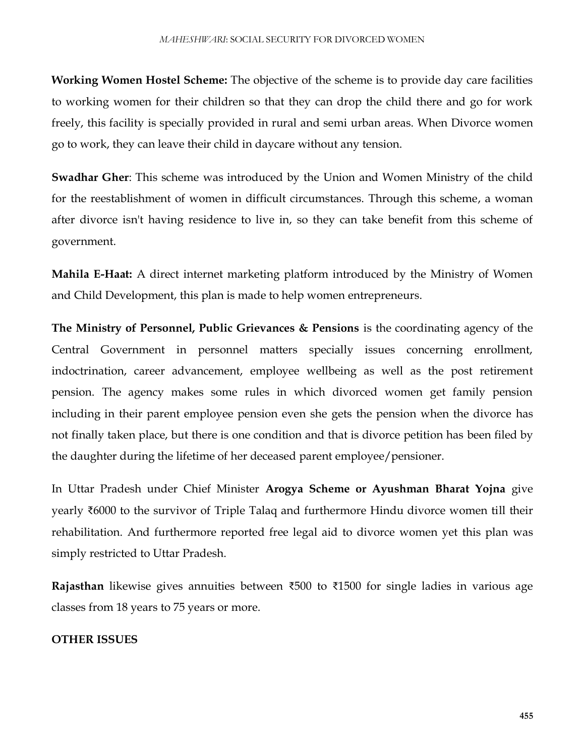**Working Women Hostel Scheme:** The objective of the scheme is to provide day care facilities to working women for their children so that they can drop the child there and go for work freely, this facility is specially provided in rural and semi urban areas. When Divorce women go to work, they can leave their child in daycare without any tension.

**Swadhar Gher**: This scheme was introduced by the Union and Women Ministry of the child for the reestablishment of women in difficult circumstances. Through this scheme, a woman after divorce isn't having residence to live in, so they can take benefit from this scheme of government.

**Mahila E-Haat:** A direct internet marketing platform introduced by the Ministry of Women and Child Development, this plan is made to help women entrepreneurs.

**The Ministry of Personnel, Public Grievances & Pensions** is the coordinating agency of the Central Government in personnel matters specially issues concerning enrollment, indoctrination, career advancement, employee wellbeing as well as the post retirement pension. The agency makes some rules in which divorced women get family pension including in their parent employee pension even she gets the pension when the divorce has not finally taken place, but there is one condition and that is divorce petition has been filed by the daughter during the lifetime of her deceased parent employee/pensioner.

In Uttar Pradesh under Chief Minister **Arogya Scheme or Ayushman Bharat Yojna** give yearly ₹6000 to the survivor of Triple Talaq and furthermore Hindu divorce women till their rehabilitation. And furthermore reported free legal aid to divorce women yet this plan was simply restricted to Uttar Pradesh.

**Rajasthan** likewise gives annuities between ₹500 to ₹1500 for single ladies in various age classes from 18 years to 75 years or more.

**OTHER ISSUES**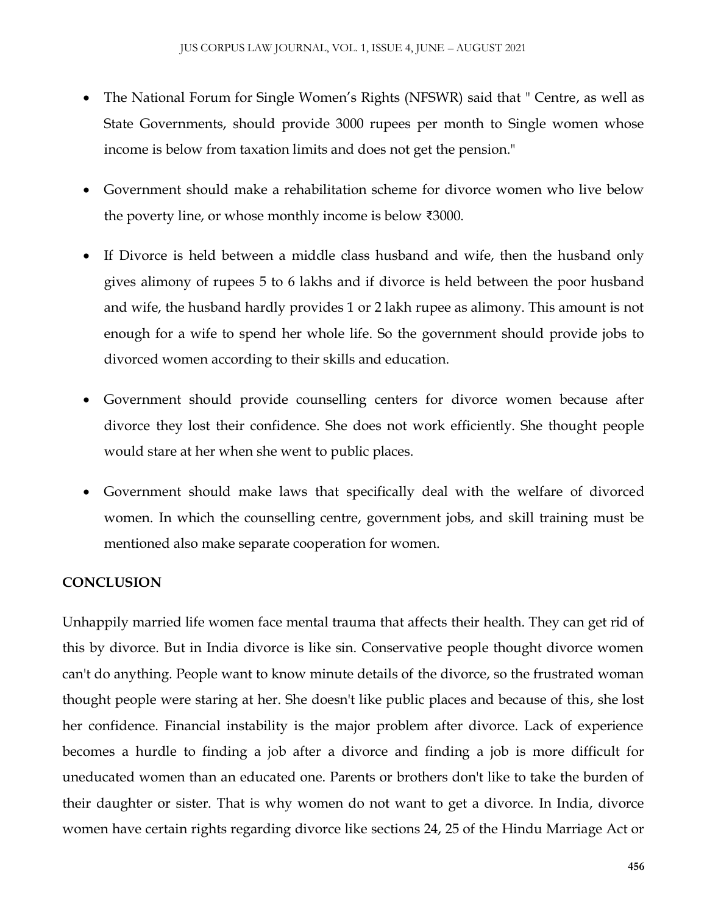- The National Forum for Single Women's Rights (NFSWR) said that " Centre, as well as State Governments, should provide 3000 rupees per month to Single women whose income is below from taxation limits and does not get the pension."
- Government should make a rehabilitation scheme for divorce women who live below the poverty line, or whose monthly income is below ₹3000.
- If Divorce is held between a middle class husband and wife, then the husband only gives alimony of rupees 5 to 6 lakhs and if divorce is held between the poor husband and wife, the husband hardly provides 1 or 2 lakh rupee as alimony. This amount is not enough for a wife to spend her whole life. So the government should provide jobs to divorced women according to their skills and education.
- Government should provide counselling centers for divorce women because after divorce they lost their confidence. She does not work efficiently. She thought people would stare at her when she went to public places.
- Government should make laws that specifically deal with the welfare of divorced women. In which the counselling centre, government jobs, and skill training must be mentioned also make separate cooperation for women.

**CONCLUSION**

Unhappily married life women face mental trauma that affects their health. They can get rid of this by divorce. But in India divorce is like sin. Conservative people thought divorce women can't do anything. People want to know minute details of the divorce, so the frustrated woman thought people were staring at her. She doesn't like public places and because of this, she lost her confidence. Financial instability is the major problem after divorce. Lack of experience becomes a hurdle to finding a job after a divorce and finding a job is more difficult for uneducated women than an educated one. Parents or brothers don't like to take the burden of their daughter or sister. That is why women do not want to get a divorce. In India, divorce women have certain rights regarding divorce like sections 24, 25 of the Hindu Marriage Act or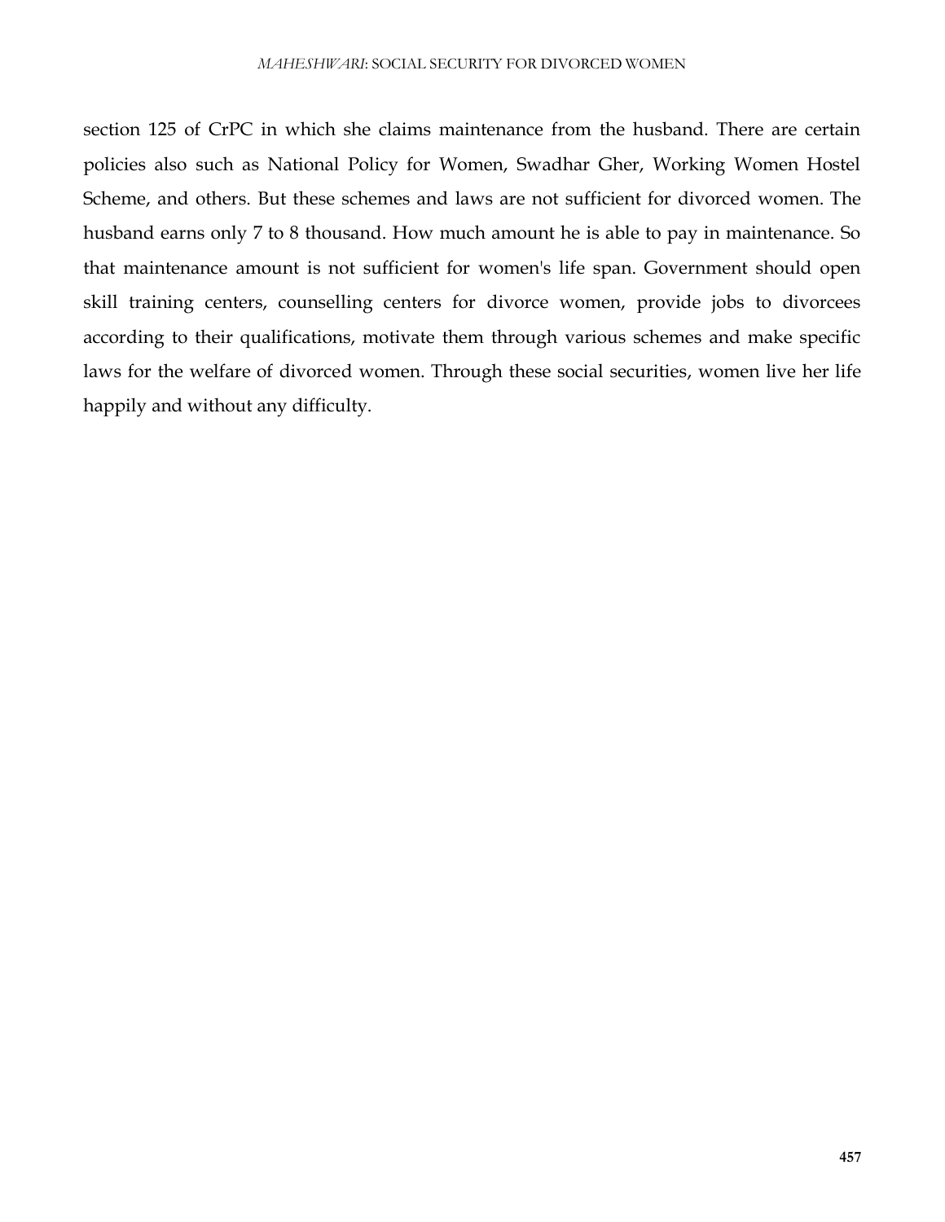section 125 of CrPC in which she claims maintenance from the husband. There are certain policies also such as National Policy for Women, Swadhar Gher, Working Women Hostel Scheme, and others. But these schemes and laws are not sufficient for divorced women. The husband earns only 7 to 8 thousand. How much amount he is able to pay in maintenance. So that maintenance amount is not sufficient for women's life span. Government should open skill training centers, counselling centers for divorce women, provide jobs to divorcees according to their qualifications, motivate them through various schemes and make specific laws for the welfare of divorced women. Through these social securities, women live her life happily and without any difficulty.